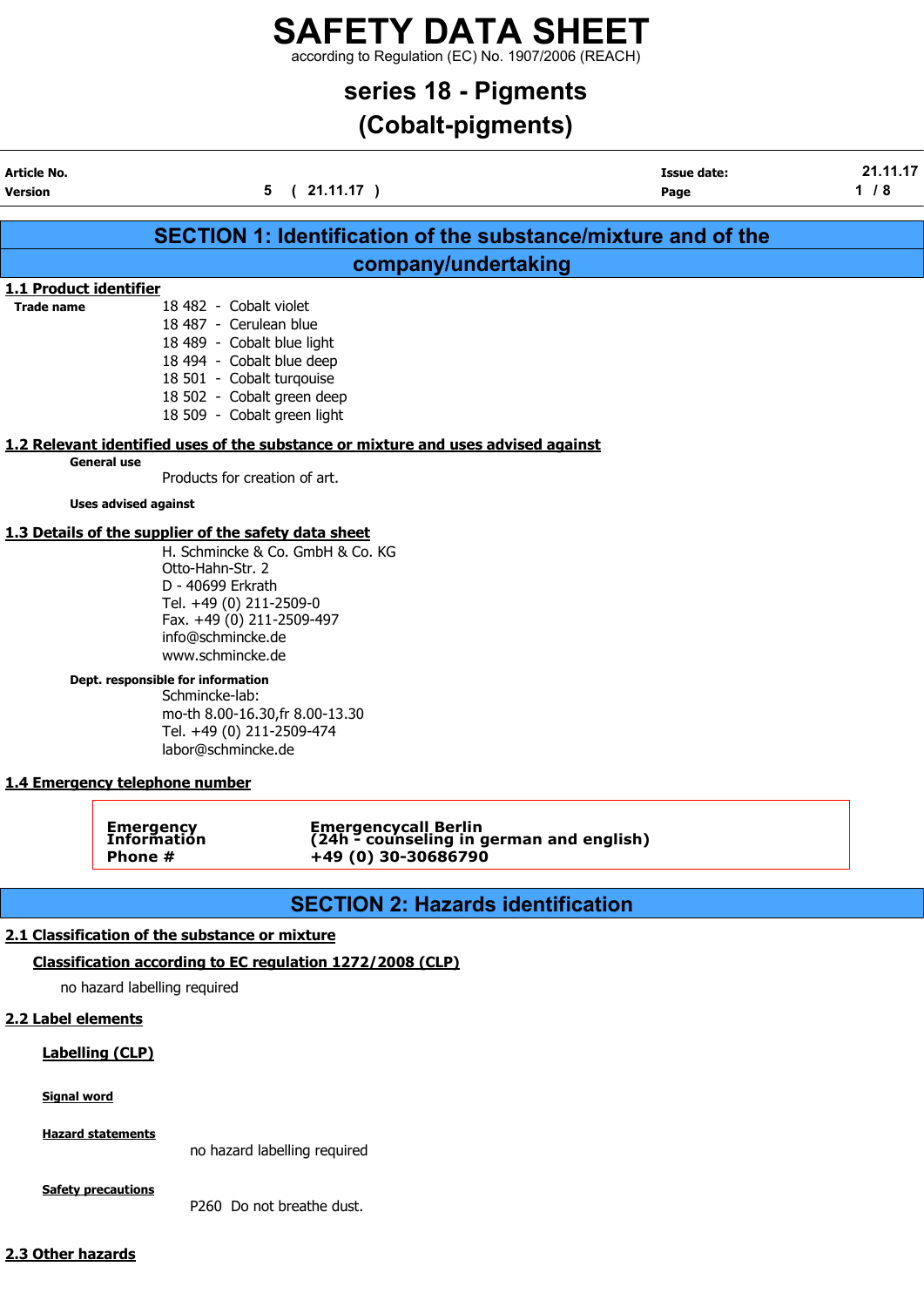# SAFETY DATA SHEET

according to Regulation (EC) No. 1907/2006 (REACH)

## series 18 - Pigments
## (Cobalt-pigments)

| | | | |
|---|---|---|---|
| **Article No.** | | **Issue date:** | 21.11.17 |
| **Version** | 5 ( 21.11.17 ) | | |

## SECTION 1: Identification of the substance/mixture and of the company/undertaking

### 1.1 Product identifier

**Trade name**

18 482 - Cobalt violet
18 487 - Cerulean blue
18 489 - Cobalt blue light
18 494 - Cobalt blue deep
18 501 - Cobalt turqouise
18 502 - Cobalt green deep
18 509 - Cobalt green light

### 1.2 Relevant identified uses of the substance or mixture and uses advised against

**General use**

Products for creation of art.

**Uses advised against**

### 1.3 Details of the supplier of the safety data sheet

H. Schmincke & Co. GmbH & Co. KG
Otto-Hahn-Str. 2
D - 40699 Erkrath
Tel. +49 (0) 211-2509-0
Fax. +49 (0) 211-2509-497
info@schmincke.de
www.schmincke.de

**Dept. responsible for information**

Schmincke-lab:
mo-th 8.00-16.30,fr 8.00-13.30
Tel. +49 (0) 211-2509-474
labor@schmincke.de

### 1.4 Emergency telephone number

| | |
|---|---|
| **Emergency Information Phone #** | **Emergencycall Berlin (24h - counseling in german and english) +49 (0) 30-30686790** |

## SECTION 2: Hazards identification

### 2.1 Classification of the substance or mixture

**Classification according to EC regulation 1272/2008 (CLP)**

no hazard labelling required

### 2.2 Label elements

**Labelling (CLP)**

**Signal word**

**Hazard statements**

no hazard labelling required

**Safety precautions**

P260 Do not breathe dust.

### 2.3 Other hazards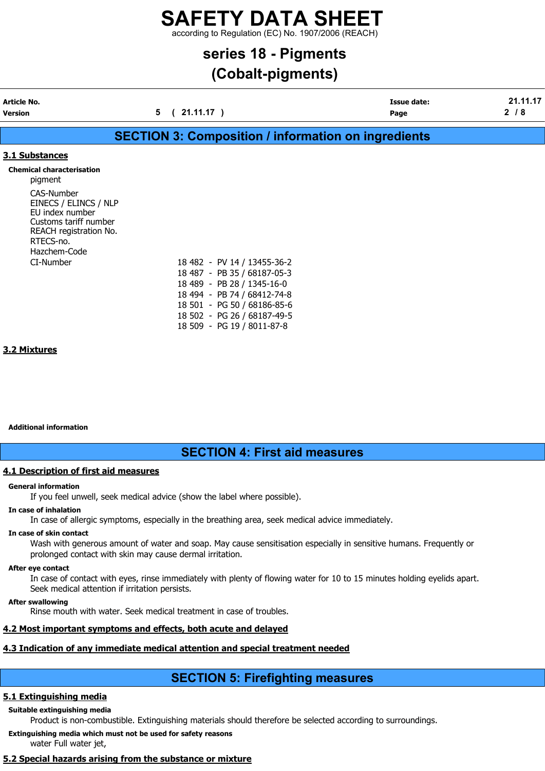## SECTION 3: Composition / information on ingredients

### 3.1 Substances

**Chemical characterisation**

pigment

CAS-Number
EINECS / ELINCS / NLP
EU index number
Customs tariff number
REACH registration No.
RTECS-no.
Hazchem-Code

| CI-Number | |
|---|---|
| | 18 482 - PV 14 / 13455-36-2 |
| | 18 487 - PB 35 / 68187-05-3 |
| | 18 489 - PB 28 / 1345-16-0 |
| | 18 494 - PB 74 / 68412-74-8 |
| | 18 501 - PG 50 / 68186-85-6 |
| | 18 502 - PG 26 / 68187-49-5 |
| | 18 509 - PG 19 / 8011-87-8 |

### 3.2 Mixtures

**Additional information**

## SECTION 4: First aid measures

### 4.1 Description of first aid measures

**General information**

If you feel unwell, seek medical advice (show the label where possible).

**In case of inhalation**

In case of allergic symptoms, especially in the breathing area, seek medical advice immediately.

**In case of skin contact**

Wash with generous amount of water and soap. May cause sensitisation especially in sensitive humans. Frequently or prolonged contact with skin may cause dermal irritation.

**After eye contact**

In case of contact with eyes, rinse immediately with plenty of flowing water for 10 to 15 minutes holding eyelids apart. Seek medical attention if irritation persists.

**After swallowing**

Rinse mouth with water. Seek medical treatment in case of troubles.

### 4.2 Most important symptoms and effects, both acute and delayed

### 4.3 Indication of any immediate medical attention and special treatment needed

## SECTION 5: Firefighting measures

### 5.1 Extinguishing media

**Suitable extinguishing media**

Product is non-combustible. Extinguishing materials should therefore be selected according to surroundings.

**Extinguishing media which must not be used for safety reasons**

water Full water jet,

### 5.2 Special hazards arising from the substance or mixture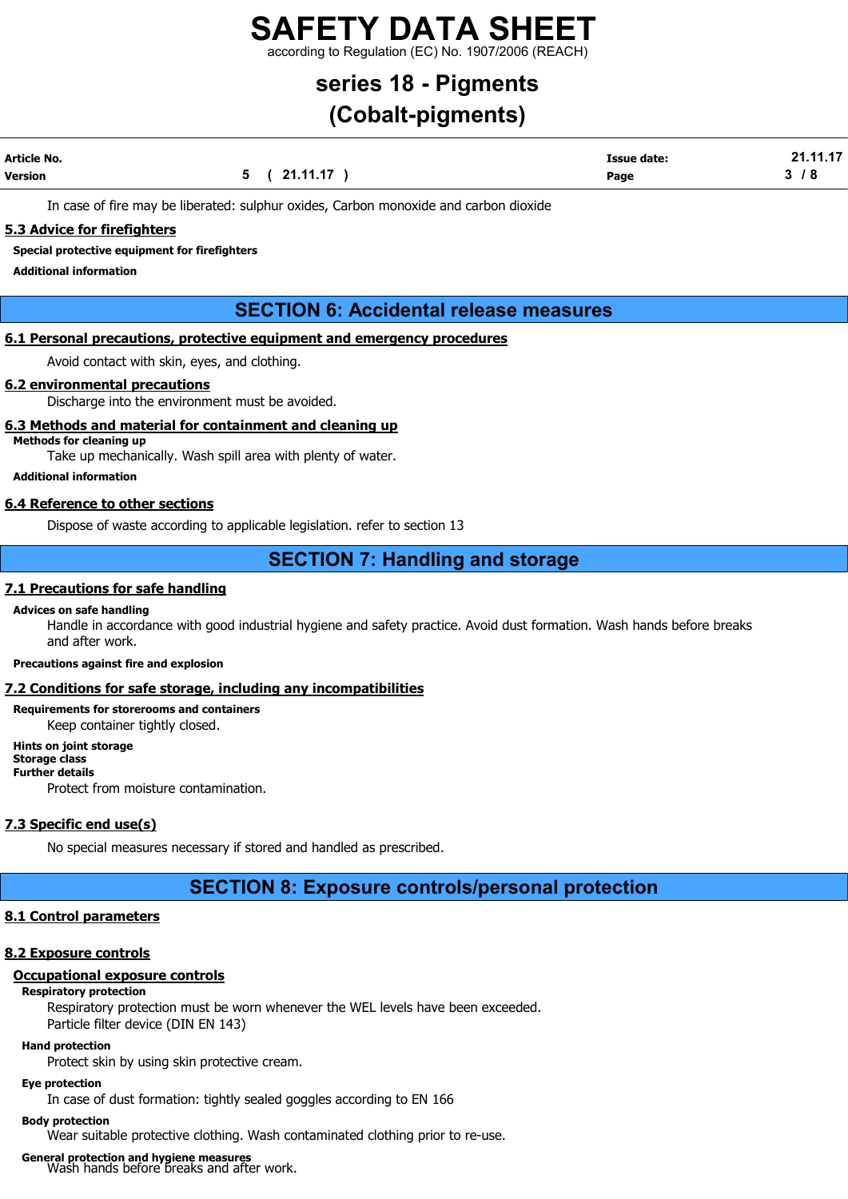In case of fire may be liberated: sulphur oxides, Carbon monoxide and carbon dioxide

### 5.3 Advice for firefighters

**Special protective equipment for firefighters**

**Additional information**

## SECTION 6: Accidental release measures

### 6.1 Personal precautions, protective equipment and emergency procedures

Avoid contact with skin, eyes, and clothing.

### 6.2 environmental precautions

Discharge into the environment must be avoided.

### 6.3 Methods and material for containment and cleaning up

**Methods for cleaning up**

Take up mechanically. Wash spill area with plenty of water.

**Additional information**

### 6.4 Reference to other sections

Dispose of waste according to applicable legislation. refer to section 13

## SECTION 7: Handling and storage

### 7.1 Precautions for safe handling

**Advices on safe handling**

Handle in accordance with good industrial hygiene and safety practice. Avoid dust formation. Wash hands before breaks and after work.

**Precautions against fire and explosion**

### 7.2 Conditions for safe storage, including any incompatibilities

**Requirements for storerooms and containers**

Keep container tightly closed.

**Hints on joint storage**
**Storage class**
**Further details**

Protect from moisture contamination.

### 7.3 Specific end use(s)

No special measures necessary if stored and handled as prescribed.

## SECTION 8: Exposure controls/personal protection

### 8.1 Control parameters

### 8.2 Exposure controls

#### Occupational exposure controls

**Respiratory protection**

Respiratory protection must be worn whenever the WEL levels have been exceeded.
Particle filter device (DIN EN 143)

**Hand protection**

Protect skin by using skin protective cream.

**Eye protection**

In case of dust formation: tightly sealed goggles according to EN 166

**Body protection**

Wear suitable protective clothing. Wash contaminated clothing prior to re-use.

**General protection and hygiene measures**

Wash hands before breaks and after work.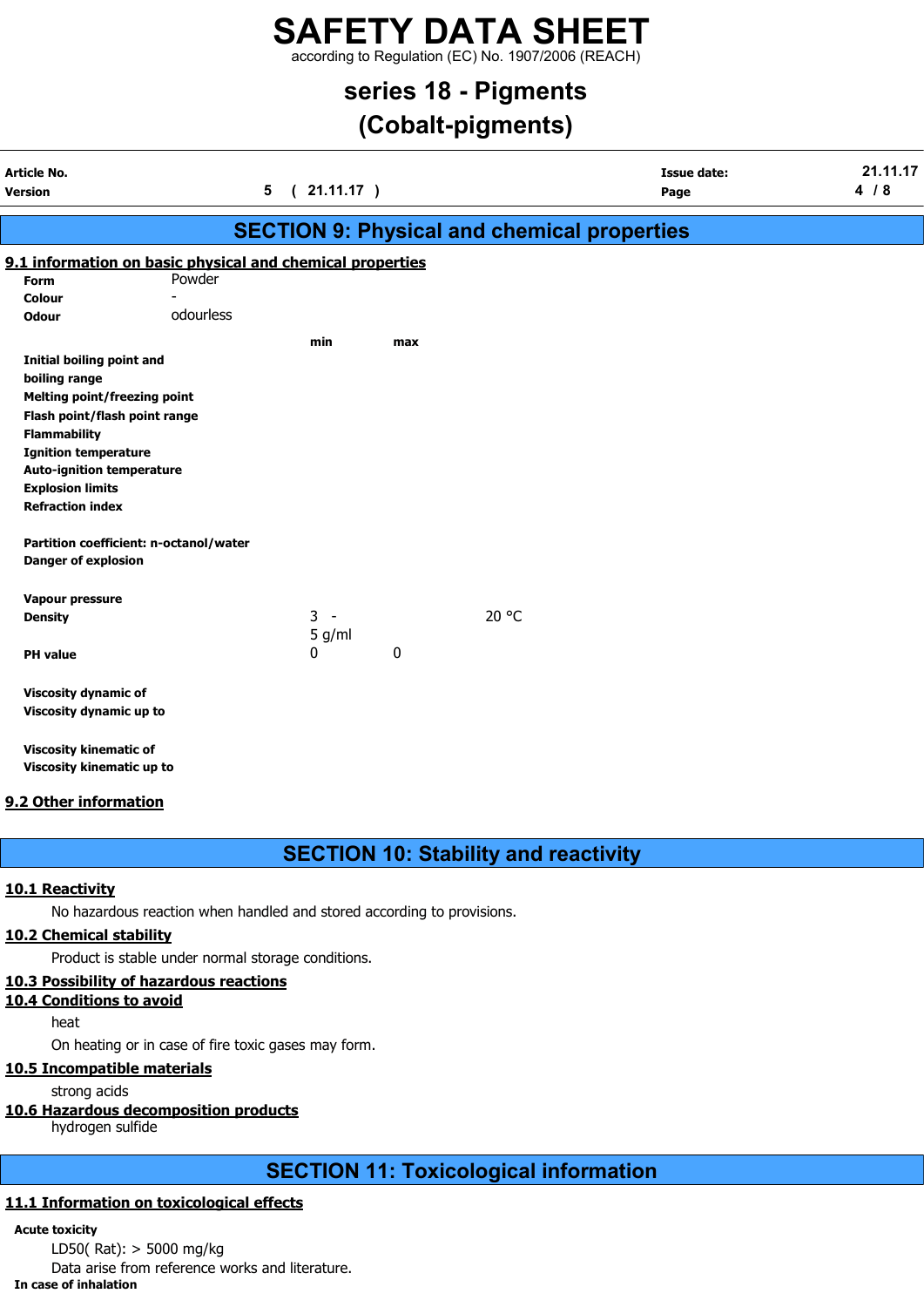## SECTION 9: Physical and chemical properties

### 9.1 information on basic physical and chemical properties

| | | | |
|---|---|---|---|
| **Form** | Powder | | |
| **Colour** | - | | |
| **Odour** | odourless | | |

| | min | max | |
|---|---|---|---|
| **Initial boiling point and boiling range** | | | |
| **Melting point/freezing point** | | | |
| **Flash point/flash point range** | | | |
| **Flammability** | | | |
| **Ignition temperature** | | | |
| **Auto-ignition temperature** | | | |
| **Explosion limits** | | | |
| **Refraction index** | | | |
| **Partition coefficient: n-octanol/water** | | | |
| **Danger of explosion** | | | |
| **Vapour pressure** | | | |
| **Density** | 3 - 5 g/ml | | 20 °C |
| **PH value** | 0 | 0 | |
| **Viscosity dynamic of** | | | |
| **Viscosity dynamic up to** | | | |
| **Viscosity kinematic of** | | | |
| **Viscosity kinematic up to** | | | |

### 9.2 Other information

## SECTION 10: Stability and reactivity

### 10.1 Reactivity

No hazardous reaction when handled and stored according to provisions.

### 10.2 Chemical stability

Product is stable under normal storage conditions.

### 10.3 Possibility of hazardous reactions

### 10.4 Conditions to avoid

heat

On heating or in case of fire toxic gases may form.

### 10.5 Incompatible materials

strong acids

### 10.6 Hazardous decomposition products

hydrogen sulfide

## SECTION 11: Toxicological information

### 11.1 Information on toxicological effects

**Acute toxicity**

LD50( Rat): > 5000 mg/kg

Data arise from reference works and literature.

**In case of inhalation**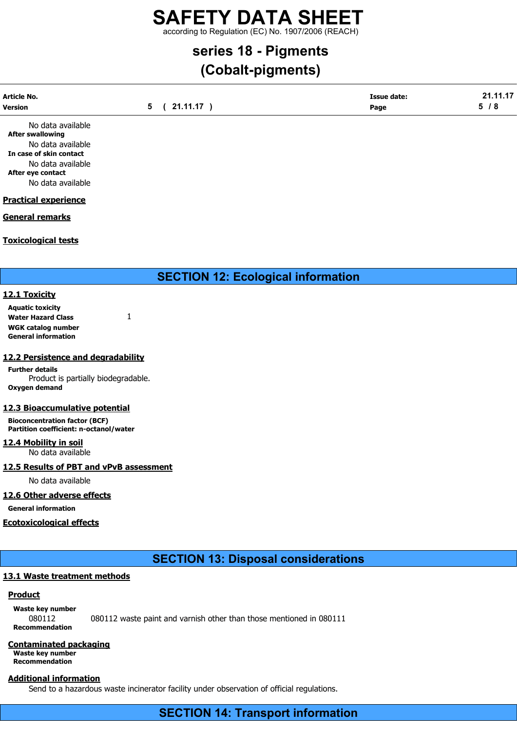No data available

**After swallowing**

No data available

**In case of skin contact**

No data available

**After eye contact**

No data available

**Practical experience**

**General remarks**

**Toxicological tests**

## SECTION 12: Ecological information

### 12.1 Toxicity

**Aquatic toxicity**

**Water Hazard Class** 1

**WGK catalog number**

**General information**

### 12.2 Persistence and degradability

**Further details**

Product is partially biodegradable.

**Oxygen demand**

### 12.3 Bioaccumulative potential

**Bioconcentration factor (BCF)**

**Partition coefficient: n-octanol/water**

### 12.4 Mobility in soil

No data available

### 12.5 Results of PBT and vPvB assessment

No data available

### 12.6 Other adverse effects

**General information**

**Ecotoxicological effects**

## SECTION 13: Disposal considerations

### 13.1 Waste treatment methods

**Product**

**Waste key number**

080112 080112 waste paint and varnish other than those mentioned in 080111

**Recommendation**

**Contaminated packaging**

**Waste key number**

**Recommendation**

**Additional information**

Send to a hazardous waste incinerator facility under observation of official regulations.

## SECTION 14: Transport information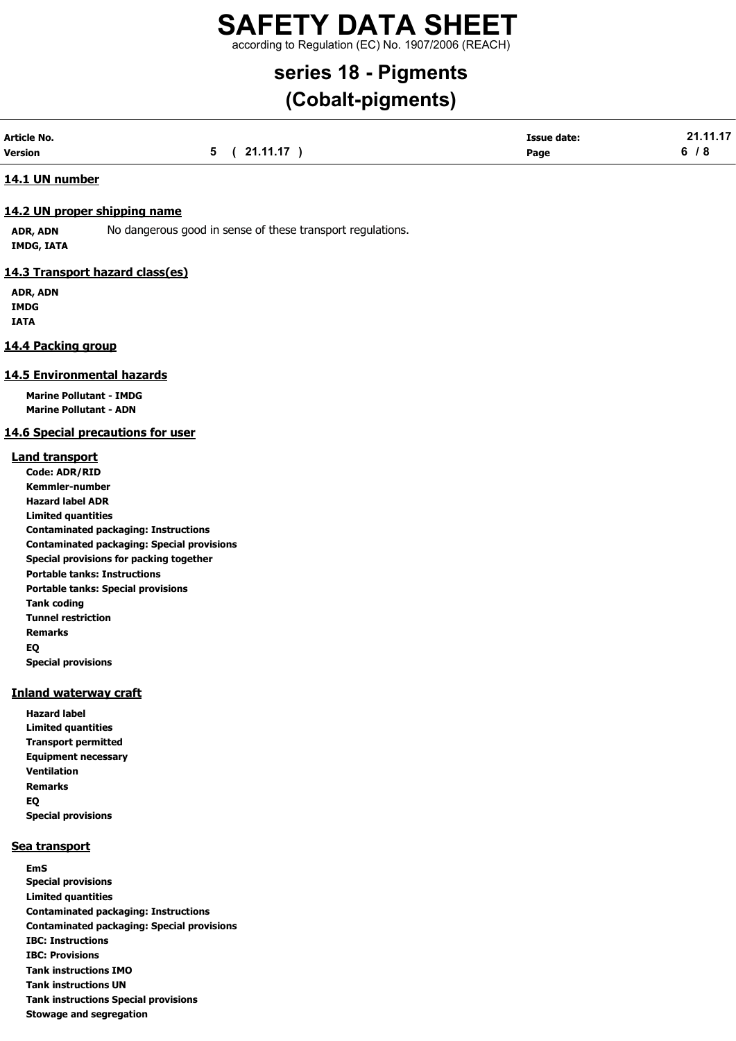## 14.1 UN number

## 14.2 UN proper shipping name

**ADR, ADN** No dangerous good in sense of these transport regulations.
**IMDG, IATA**

## 14.3 Transport hazard class(es)

**ADR, ADN**
**IMDG**
**IATA**

## 14.4 Packing group

## 14.5 Environmental hazards

**Marine Pollutant - IMDG**
**Marine Pollutant - ADN**

## 14.6 Special precautions for user

### Land transport

**Code: ADR/RID**
**Kemmler-number**
**Hazard label ADR**
**Limited quantities**
**Contaminated packaging: Instructions**
**Contaminated packaging: Special provisions**
**Special provisions for packing together**
**Portable tanks: Instructions**
**Portable tanks: Special provisions**
**Tank coding**
**Tunnel restriction**
**Remarks**
**EQ**
**Special provisions**

### Inland waterway craft

**Hazard label**
**Limited quantities**
**Transport permitted**
**Equipment necessary**
**Ventilation**
**Remarks**
**EQ**
**Special provisions**

### Sea transport

**EmS**
**Special provisions**
**Limited quantities**
**Contaminated packaging: Instructions**
**Contaminated packaging: Special provisions**
**IBC: Instructions**
**IBC: Provisions**
**Tank instructions IMO**
**Tank instructions UN**
**Tank instructions Special provisions**
**Stowage and segregation**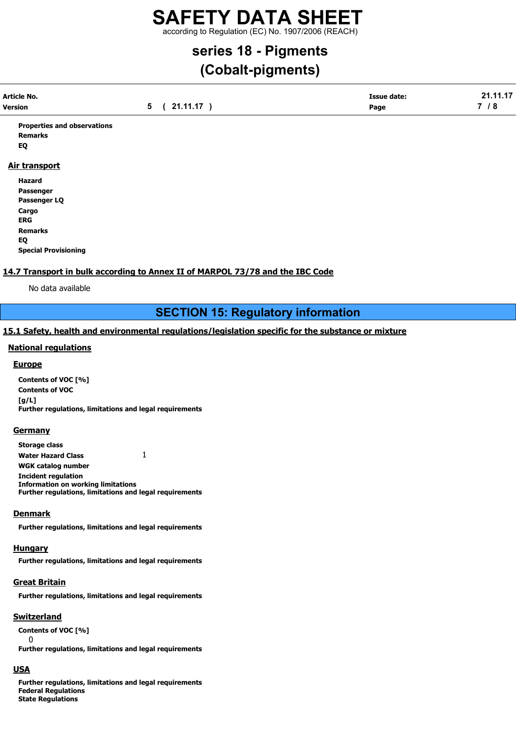**Properties and observations**
**Remarks**
**EQ**

### Air transport

**Hazard**
**Passenger**
**Passenger LQ**
**Cargo**
**ERG**
**Remarks**
**EQ**
**Special Provisioning**

### 14.7 Transport in bulk according to Annex II of MARPOL 73/78 and the IBC Code

No data available

## SECTION 15: Regulatory information

### 15.1 Safety, health and environmental regulations/legislation specific for the substance or mixture

#### National regulations

##### Europe

**Contents of VOC [%]**
**Contents of VOC [g/L]**
**Further regulations, limitations and legal requirements**

##### Germany

**Storage class**
**Water Hazard Class** 1
**WGK catalog number**
**Incident regulation**
**Information on working limitations**
**Further regulations, limitations and legal requirements**

##### Denmark

**Further regulations, limitations and legal requirements**

##### Hungary

**Further regulations, limitations and legal requirements**

##### Great Britain

**Further regulations, limitations and legal requirements**

##### Switzerland

**Contents of VOC [%]**
0
**Further regulations, limitations and legal requirements**

##### USA

**Further regulations, limitations and legal requirements**
**Federal Regulations**
**State Regulations**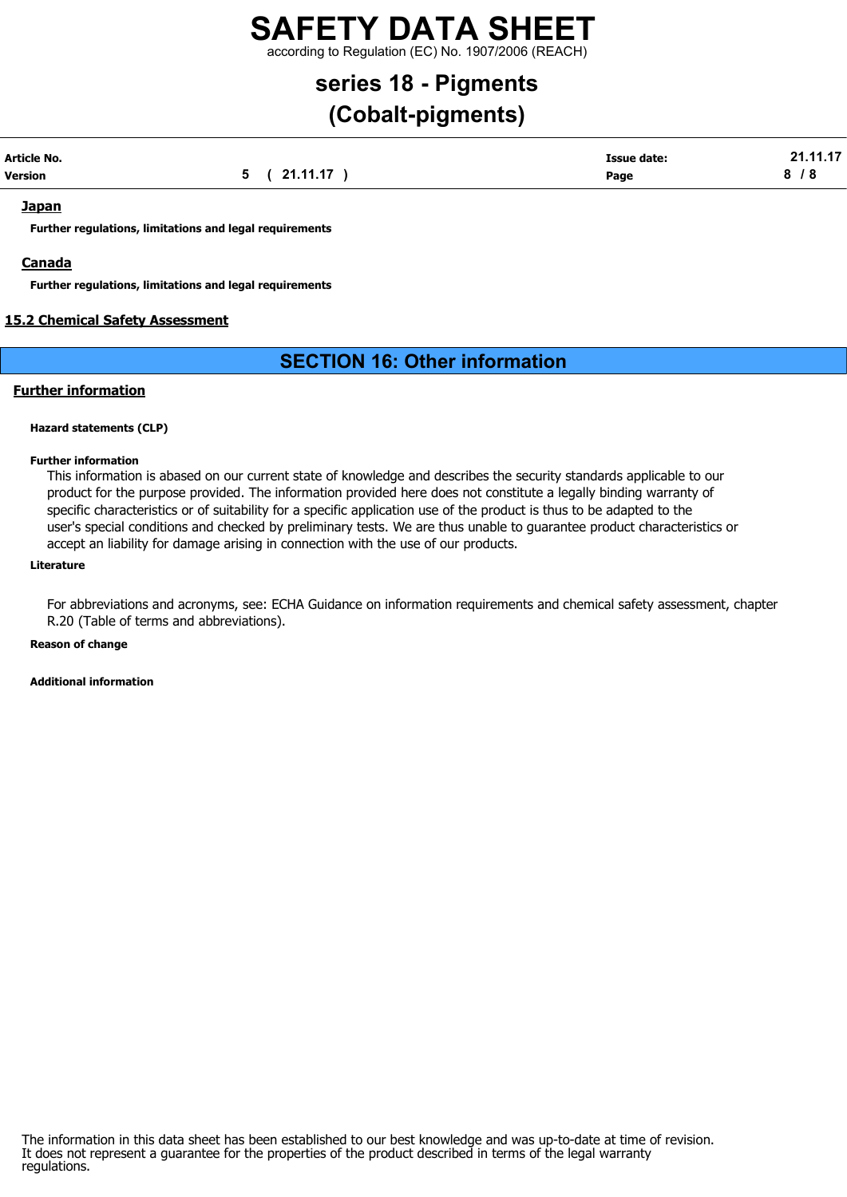### Japan

**Further regulations, limitations and legal requirements**

### Canada

**Further regulations, limitations and legal requirements**

## 15.2 Chemical Safety Assessment

# SECTION 16: Other information

## Further information

**Hazard statements (CLP)**

**Further information**

This information is abased on our current state of knowledge and describes the security standards applicable to our product for the purpose provided. The information provided here does not constitute a legally binding warranty of specific characteristics or of suitability for a specific application use of the product is thus to be adapted to the user's special conditions and checked by preliminary tests. We are thus unable to guarantee product characteristics or accept an liability for damage arising in connection with the use of our products.

**Literature**

For abbreviations and acronyms, see: ECHA Guidance on information requirements and chemical safety assessment, chapter R.20 (Table of terms and abbreviations).

**Reason of change**

**Additional information**

The information in this data sheet has been established to our best knowledge and was up-to-date at time of revision. It does not represent a guarantee for the properties of the product described in terms of the legal warranty regulations.